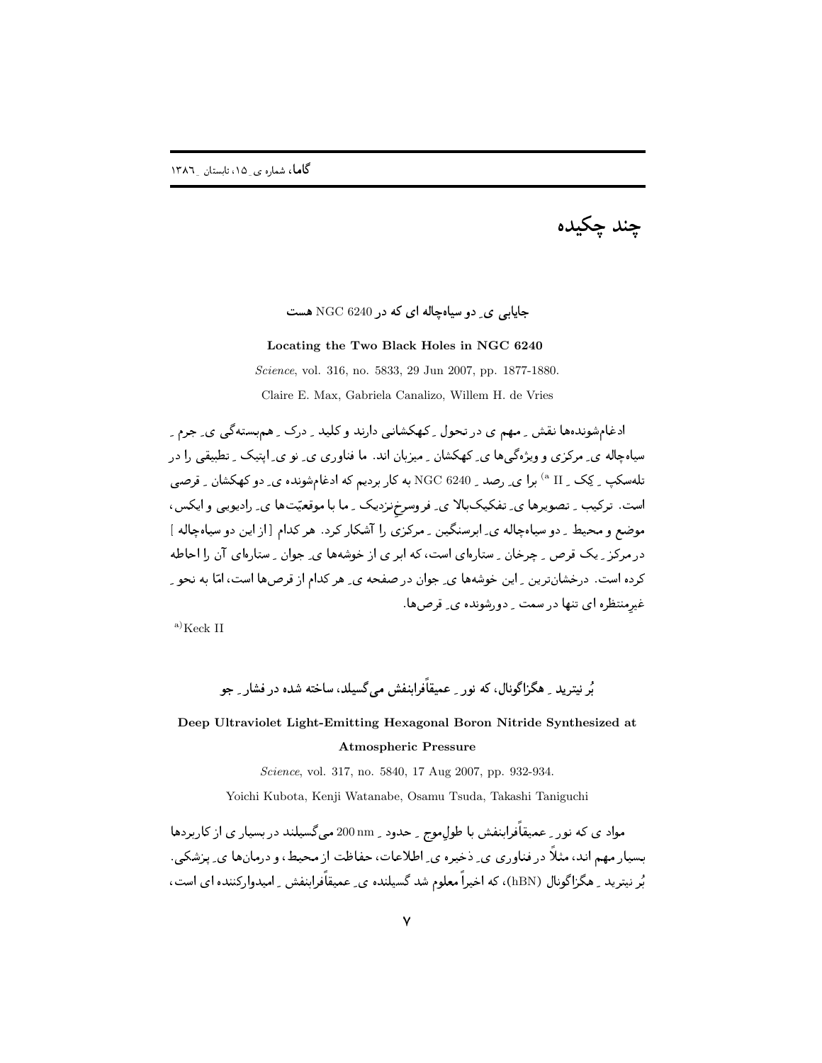# چند چکیده

### جایابی یِ دو سیاه‌چاله ای که در NGC 6240 هست

**Locating the Two Black Holes in NGC 6240**

*Science*, vol. 316, no. 5833, 29 Jun 2007, pp. 1877-1880.

Claire E. Max, Gabriela Canalizo, Willem H. de Vries

ادغام‌شونده‌ها نقش ِ مهم ی در تحول ِ کهکشانی دارند و کلید ِ درک ِ هم‌بستگی یِ جرم ِ سیاه‌چاله یِ مرکزی و ویژگی‌ها یِ کهکشان ِ میزبان اند. ما فناوری یِ نو یِ اپتیک ِ تطبیقی را در تلسکوپ ِ کِک ِ II [a] برا یِ رصد ِ NGC 6240 به کار بردیم که ادغام‌شونده یِ دو کهکشان ِ قرصی است. ترکیب ِ تصویرها یِ تفکیک‌بالا یِ فروسرخِ‌نزدیک ِ ما با موقعیّت‌ها یِ رادیویی و ایکس، موضع و محیط ِ دو سیاه‌چاله یِ ابرسنگین ِ مرکزی را آشکار کرد. هر کدام [از این دو سیاه‌چاله ] در مرکز ِ یک قرص ِ چرخان ِ ستاره‌ای است، که ابر ی از خوشه‌ها یِ جوان ِ ستاره‌ای آن را احاطه کرده است. درخشان‌ترین ِ این خوشه‌ها یِ جوان در صفحه یِ هر کدام از قرص‌ها است، امّا به نحو ِ غیرِمنتظره ای تنها در سمت ِ دورشونده یِ قرص‌ها.

[a] Keck II

### بُر نیترید ِ هگزاگونال، که نور ِ عمیقاً‌فرابنفش می‌گسیلد، ساخته شده در فشار ِ جو

**Deep Ultraviolet Light-Emitting Hexagonal Boron Nitride Synthesized at Atmospheric Pressure**

*Science*, vol. 317, no. 5840, 17 Aug 2007, pp. 932-934.

Yoichi Kubota, Kenji Watanabe, Osamu Tsuda, Takashi Taniguchi

مواد ی که نور ِ عمیقاً‌فرابنفش با طولِ‌موج ِ حدود ِ 200 nm می‌گسیلند در بسیار ی از کاربردها بسیار مهم اند، مثلاً در فناوری یِ ذخیره یِ اطلاعات، حفاظت از محیط، و درمان‌ها یِ پزشکی. بُر نیترید ِ هگزاگونال (hBN)، که اخیراً معلوم شد گسیلنده یِ عمیقاً‌فرابنفش ِ امیدوارکننده ای است،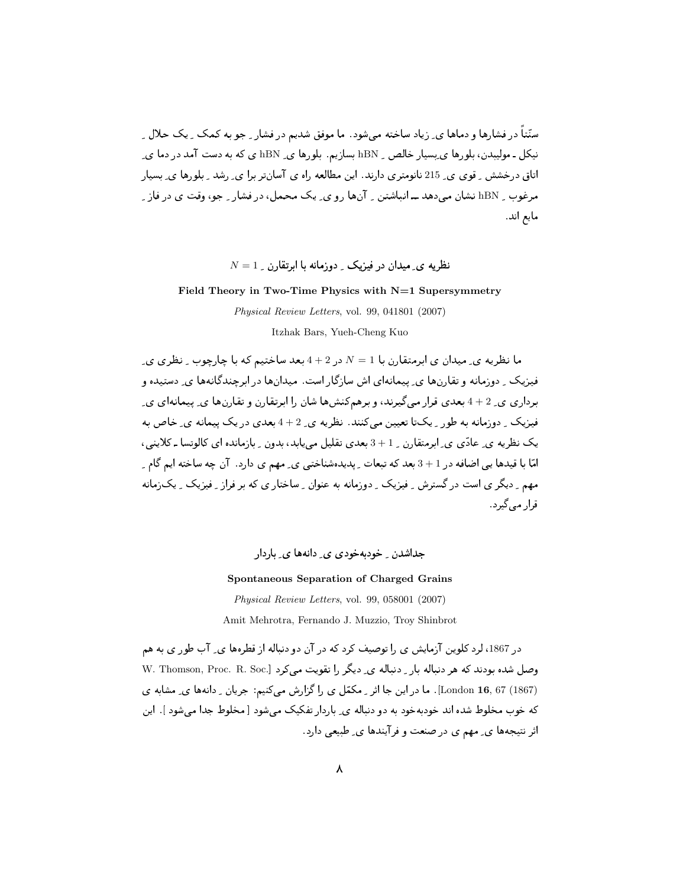سنّتاً در فشارها و دماها ی ِ زیاد ساخته می‌شود. ما موفق شدیم در فشار ِ جو به کمک ِ یک حلال ِ نیکل ـ مولیبدن، بلورها ی ِ بسیار خالص ِ hBN بسازیم. بلورها ی ِ hBN ی که به دست آمد در دما ی ِ اتاق درخشش ِ قوی ی ِ 215 نانومتری دارند. این مطالعه راه ی آسان‌تر برا ی ِ رشد ِ بلورها ی ِ بسیار مرغوب ِ hBN نشان می‌دهد ـــ انباشتن ِ آن‌ها رو ی ِ یک محمل، در فشار ِ جو، وقت ی در فاز ِ مایع اند.

## نظریه ی ِ میدان در فیزیک ِ دوزمانه با ابرتقارن ِ $N = 1$

**Field Theory in Two-Time Physics with N=1 Supersymmetry**

*Physical Review Letters*, vol. 99, 041801 (2007)

Itzhak Bars, Yueh-Cheng Kuo

ما نظریه ی ِ میدان ی ابرمتقارن با $N = 1$ در $4 + 2$ بعد ساختیم که با چارچوب ِ نظری ی ِ فیزیک ِ دوزمانه و تقارن‌ها ی ِ پیمانه‌ای اش سازگار است. میدان‌ها در ابرچندگانه‌ها ی ِ دستیده و برداری ی ِ $4 + 2$ بعدی قرار می‌گیرند، و برهم‌کنش‌ها شان را ابرتقارن و تقارن‌ها ی ِ پیمانه‌ای ی ِ فیزیک ِ دوزمانه به طور ِ یک‌تا تعیین می‌کنند. نظریه ی ِ $4 + 2$ بعدی در یک پیمانه ی ِ خاص به یک نظریه ی ِ عادّی ی ِ ابرمتقارن ِ $3 + 1$ بعدی تقلیل می‌یابد، بدون ِ بازمانده ای کالوتسا ـ کلاینی، امّا با قیدها یی اضافه در $3 + 1$ بعد که تبعات ِ پدیده‌شناختی ی ِ مهم ی دارد. آن چه ساخته ایم گام ِ مهم ِ دیگر ی است در گسترش ِ فیزیک ِ دوزمانه به عنوان ِ ساختار ی که بر فراز ِ فیزیک ِ یک‌زمانه قرار می‌گیرد.

## جداشدن ِ خودبه‌خودی ی ِ دانه‌ها ی ِ باردار

**Spontaneous Separation of Charged Grains**

*Physical Review Letters*, vol. 99, 058001 (2007)

Amit Mehrotra, Fernando J. Muzzio, Troy Shinbrot

در 1867، لرد کلوین آزمایش ی را توصیف کرد که در آن دو دنباله از قطره‌ها ی ِ آب طور ی به هم وصل شده بودند که هر دنباله بار ِ دنباله ی ِ دیگر را تقویت می‌کرد [W. Thomson, Proc. R. Soc. London **16**, 67 (1867)]. ما در این جا اثر ِ مکمّل ی را گزارش می‌کنیم: جریان ِ دانه‌ها ی ِ مشابه ی که خوب مخلوط شده اند خودبه‌خود به دو دنباله ی ِ باردار تفکیک می‌شود [ مخلوط جدا می‌شود ]. این اثر نتیجه‌ها ی ِ مهم ی در صنعت و فرآیندها ی ِ طبیعی دارد.